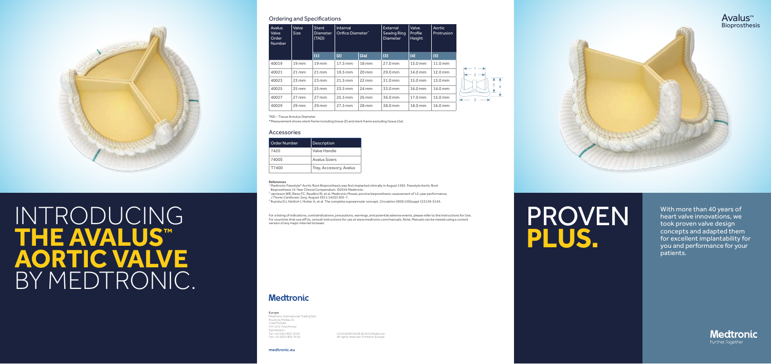# INTRODUCING **THE AVALUS™ AORTIC VALVE** BY MEDTRONIC.

## Ordering and Specifications

| Avalus Valve Order Number | Valve Size | Stent Diameter (TAD) | Internal Orifice Diameter* | | External Sewing Ring Diameter | Valve Profile Height | Aortic Protrusion |
|---|---|---|---|---|---|---|---|
| | | (1) | (2) | (2a) | (3) | (4) | (5) |
| 40019 | 19 mm | 19 mm | 17.5 mm | 18 mm | 27.0 mm | 13.0 mm | 11.0 mm |
| 40021 | 21 mm | 21 mm | 19.5 mm | 20 mm | 29.0 mm | 14.0 mm | 12.0 mm |
| 40023 | 23 mm | 23 mm | 21.5 mm | 22 mm | 31.0 mm | 15.0 mm | 13.0 mm |
| 40025 | 25 mm | 25 mm | 23.5 mm | 24 mm | 33.0 mm | 16.0 mm | 14.0 mm |
| 40027 | 27 mm | 27 mm | 25.5 mm | 26 mm | 36.0 mm | 17.0 mm | 15.0 mm |
| 40029 | 29 mm | 29 mm | 27.5 mm | 28 mm | 38.0 mm | 18.0 mm | 16.0 mm |

TAD – Tissue Annulus Diameter

*Measurement shows stent frame including tissue (2) and stent frame excluding tissue (2a).

## Accessories

| Order Number | Description |
|---|---|
| 7420 | Valve Handle |
| 7400S | Avalus Sizers |
| T7400 | Tray, Accessory, Avalus |

**References**

[1] Medtronic Freestyle® Aortic Root Bioprosthesis was first implanted clinically in August 1992. Freestyle Aortic Root Bioprosthesis 15-Year Clinical Compendium. ©2016 Medtronic.

[2] Jamieson WR, Riess FC, Raudkivi PJ, et al. Medtronic Mosaic porcine bioprosthesis: assessment of 12-year performance. *J Thorac Cardiovasc Surg*. August 2011;142(2):302–7.

[3] Ruzicka DJ, Hettich I, Hutter A, et al. The complete supraannular concept. *Circulation* 2009;120[suppl 1]:S139–S145.

For a listing of indications, contraindications, precautions, warnings, and potential adverse events, please refer to the Instructions for Use. For countries that use eIFUs, consult instructions for use at www.medtronic.com/manuals. Note: Manuals can be viewed using a current version of any major internet browser.

**Medtronic**

**Europe**
Medtronic International Trading Sàrl
Route du Molliau 31
Case Postale
CH-1131 Tolochenaz
Switzerland
Tel: +41 (0)21 802 70 00
Fax: +41 (0)21 802 79 00

UC201608716cEE © 2019 Medtronic.
All rights reserved. Printed in Europe.

medtronic.eu

Avalus™ Bioprosthesis

# PROVEN **PLUS.**

With more than 40 years of heart valve innovations, we took proven valve design concepts and adapted them for excellent implantability for you and performance for your patients.

**Medtronic**
Further, Together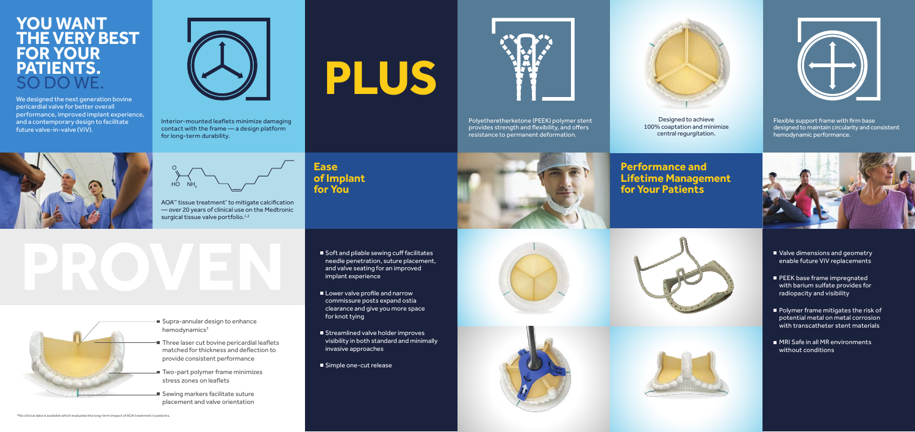# YOU WANT THE VERY BEST FOR YOUR PATIENTS. SO DO WE.

We designed the next generation bovine pericardial valve for better overall performance, improved implant experience, and a contemporary design to facilitate future valve-in-valve (ViV).

Interior-mounted leaflets minimize damaging contact with the frame — a design platform for long-term durability.

AOA™ tissue treatment* to mitigate calcification — over 20 years of clinical use on the Medtronic surgical tissue valve portfolio.[1,2]

# PROVEN

- Supra-annular design to enhance hemodynamics[3]
- Three laser cut bovine pericardial leaflets matched for thickness and deflection to provide consistent performance
- Two-part polymer frame minimizes stress zones on leaflets
- Sewing markers facilitate suture placement and valve orientation

# PLUS

Polyetheretherketone (PEEK) polymer stent provides strength and flexibility, and offers resistance to permanent deformation.

Designed to achieve 100% coaptation and minimize central regurgitation.

Flexible support frame with firm base designed to maintain circularity and consistent hemodynamic performance.

## Ease of Implant for You

- Soft and pliable sewing cuff facilitates needle penetration, suture placement, and valve seating for an improved implant experience
- Lower valve profile and narrow commissure posts expand ostia clearance and give you more space for knot tying
- Streamlined valve holder improves visibility in both standard and minimally invasive approaches
- Simple one-cut release

## Performance and Lifetime Management for Your Patients

- Valve dimensions and geometry enable future ViV replacements
- PEEK base frame impregnated with barium sulfate provides for radiopacity and visibility
- Polymer frame mitigates the risk of potential metal on metal corrosion with transcatheter stent materials
- MRI Safe in all MR environments without conditions

*No clinical data is available which evaluates the long-term impact of AOA treatment in patients.